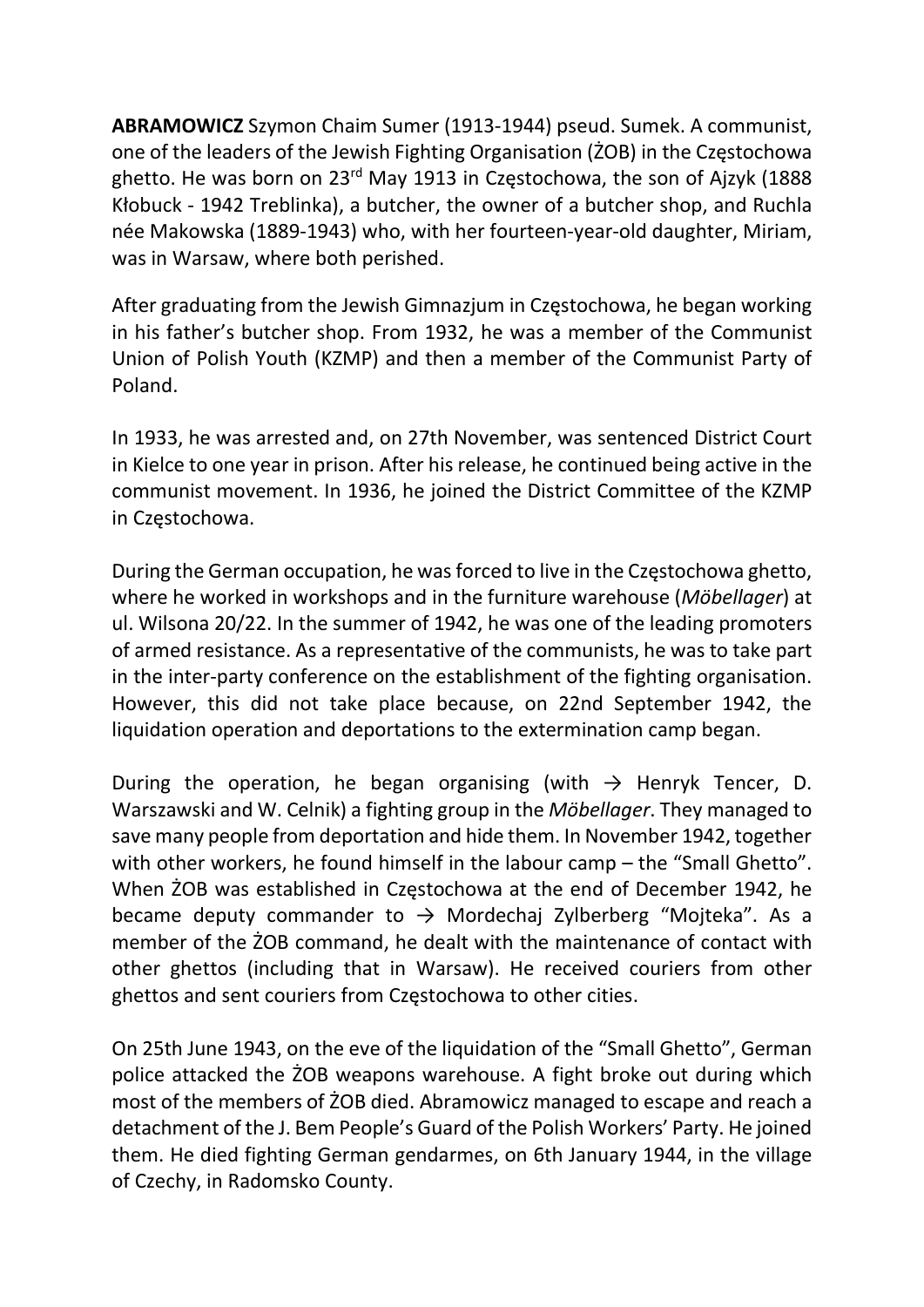**ABRAMOWICZ** Szymon Chaim Sumer (1913-1944) pseud. Sumek. A communist, one of the leaders of the Jewish Fighting Organisation (ŻOB) in the Częstochowa ghetto. He was born on 23rd May 1913 in Częstochowa, the son of Ajzyk (1888 Kłobuck - 1942 Treblinka), a butcher, the owner of a butcher shop, and Ruchla née Makowska (1889-1943) who, with her fourteen-year-old daughter, Miriam, was in Warsaw, where both perished.

After graduating from the Jewish Gimnazjum in Częstochowa, he began working in his father's butcher shop. From 1932, he was a member of the Communist Union of Polish Youth (KZMP) and then a member of the Communist Party of Poland.

In 1933, he was arrested and, on 27th November, was sentenced District Court in Kielce to one year in prison. After his release, he continued being active in the communist movement. In 1936, he joined the District Committee of the KZMP in Częstochowa.

During the German occupation, he was forced to live in the Częstochowa ghetto, where he worked in workshops and in the furniture warehouse (*Möbellager*) at ul. Wilsona 20/22. In the summer of 1942, he was one of the leading promoters of armed resistance. As a representative of the communists, he was to take part in the inter-party conference on the establishment of the fighting organisation. However, this did not take place because, on 22nd September 1942, the liquidation operation and deportations to the extermination camp began.

During the operation, he began organising (with → Henryk Tencer, D. Warszawski and W. Celnik) a fighting group in the *Möbellager*. They managed to save many people from deportation and hide them. In November 1942, together with other workers, he found himself in the labour camp – the "Small Ghetto". When ŻOB was established in Częstochowa at the end of December 1942, he became deputy commander to → Mordechaj Zylberberg "Mojteka". As a member of the ŻOB command, he dealt with the maintenance of contact with other ghettos (including that in Warsaw). He received couriers from other ghettos and sent couriers from Częstochowa to other cities.

On 25th June 1943, on the eve of the liquidation of the "Small Ghetto", German police attacked the ŻOB weapons warehouse. A fight broke out during which most of the members of ŻOB died. Abramowicz managed to escape and reach a detachment of the J. Bem People's Guard of the Polish Workers' Party. He joined them. He died fighting German gendarmes, on 6th January 1944, in the village of Czechy, in Radomsko County.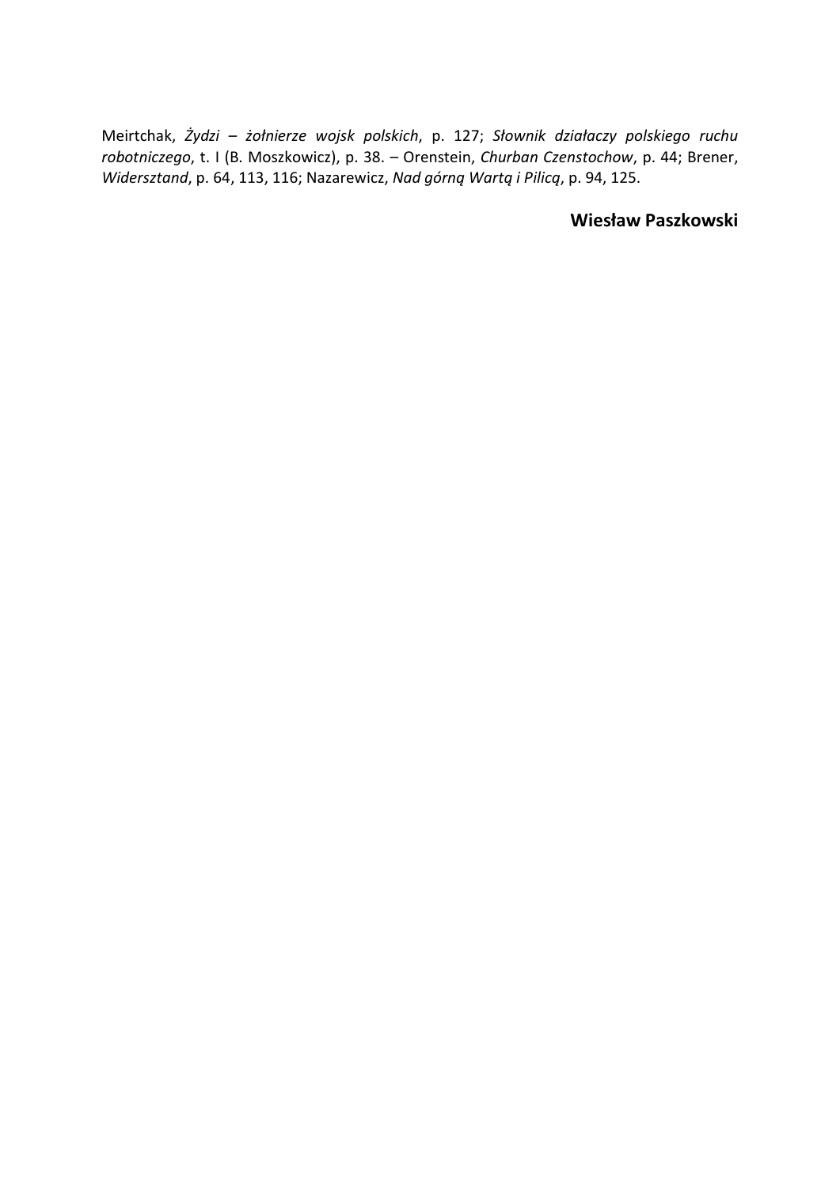Meirtchak, *Żydzi – żołnierze wojsk polskich*, p. 127; *Słownik działaczy polskiego ruchu robotniczego*, t. I (B. Moszkowicz), p. 38. – Orenstein, *Churban Czenstochow*, p. 44; Brener, *Widersztand*, p. 64, 113, 116; Nazarewicz, *Nad górną Wartą i Pilicą*, p. 94, 125.

**Wiesław Paszkowski**